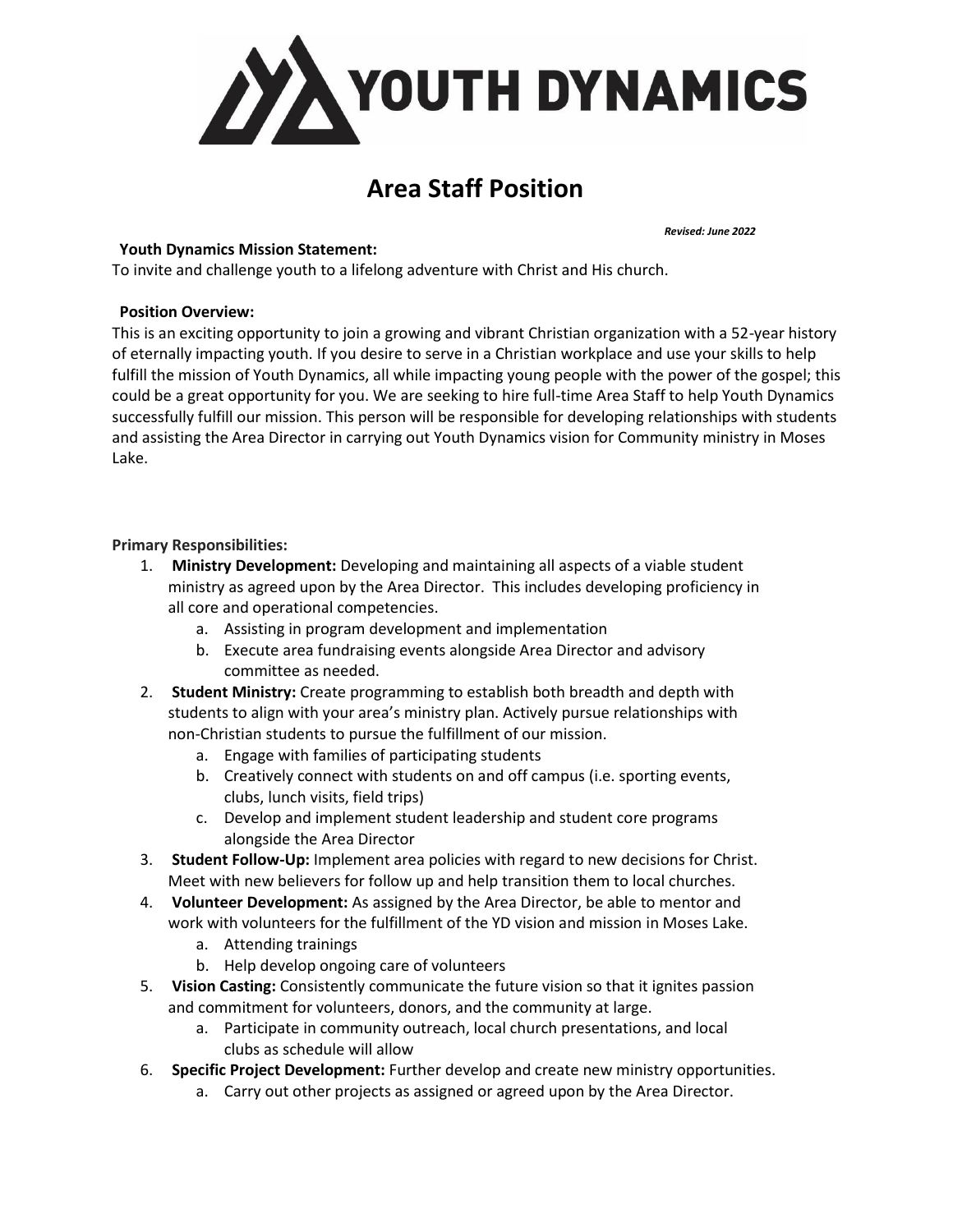# YOUTH DYNAMICS

## Area Staff Position

*Revised: June 2022*

**Youth Dynamics Mission Statement:**
To invite and challenge youth to a lifelong adventure with Christ and His church.

**Position Overview:**
This is an exciting opportunity to join a growing and vibrant Christian organization with a 52-year history of eternally impacting youth. If you desire to serve in a Christian workplace and use your skills to help fulfill the mission of Youth Dynamics, all while impacting young people with the power of the gospel; this could be a great opportunity for you. We are seeking to hire full-time Area Staff to help Youth Dynamics successfully fulfill our mission. This person will be responsible for developing relationships with students and assisting the Area Director in carrying out Youth Dynamics vision for Community ministry in Moses Lake.

**Primary Responsibilities:**

1. **Ministry Development:** Developing and maintaining all aspects of a viable student ministry as agreed upon by the Area Director. This includes developing proficiency in all core and operational competencies.
   a. Assisting in program development and implementation
   b. Execute area fundraising events alongside Area Director and advisory committee as needed.
2. **Student Ministry:** Create programming to establish both breadth and depth with students to align with your area's ministry plan. Actively pursue relationships with non-Christian students to pursue the fulfillment of our mission.
   a. Engage with families of participating students
   b. Creatively connect with students on and off campus (i.e. sporting events, clubs, lunch visits, field trips)
   c. Develop and implement student leadership and student core programs alongside the Area Director
3. **Student Follow-Up:** Implement area policies with regard to new decisions for Christ. Meet with new believers for follow up and help transition them to local churches.
4. **Volunteer Development:** As assigned by the Area Director, be able to mentor and work with volunteers for the fulfillment of the YD vision and mission in Moses Lake.
   a. Attending trainings
   b. Help develop ongoing care of volunteers
5. **Vision Casting:** Consistently communicate the future vision so that it ignites passion and commitment for volunteers, donors, and the community at large.
   a. Participate in community outreach, local church presentations, and local clubs as schedule will allow
6. **Specific Project Development:** Further develop and create new ministry opportunities.
   a. Carry out other projects as assigned or agreed upon by the Area Director.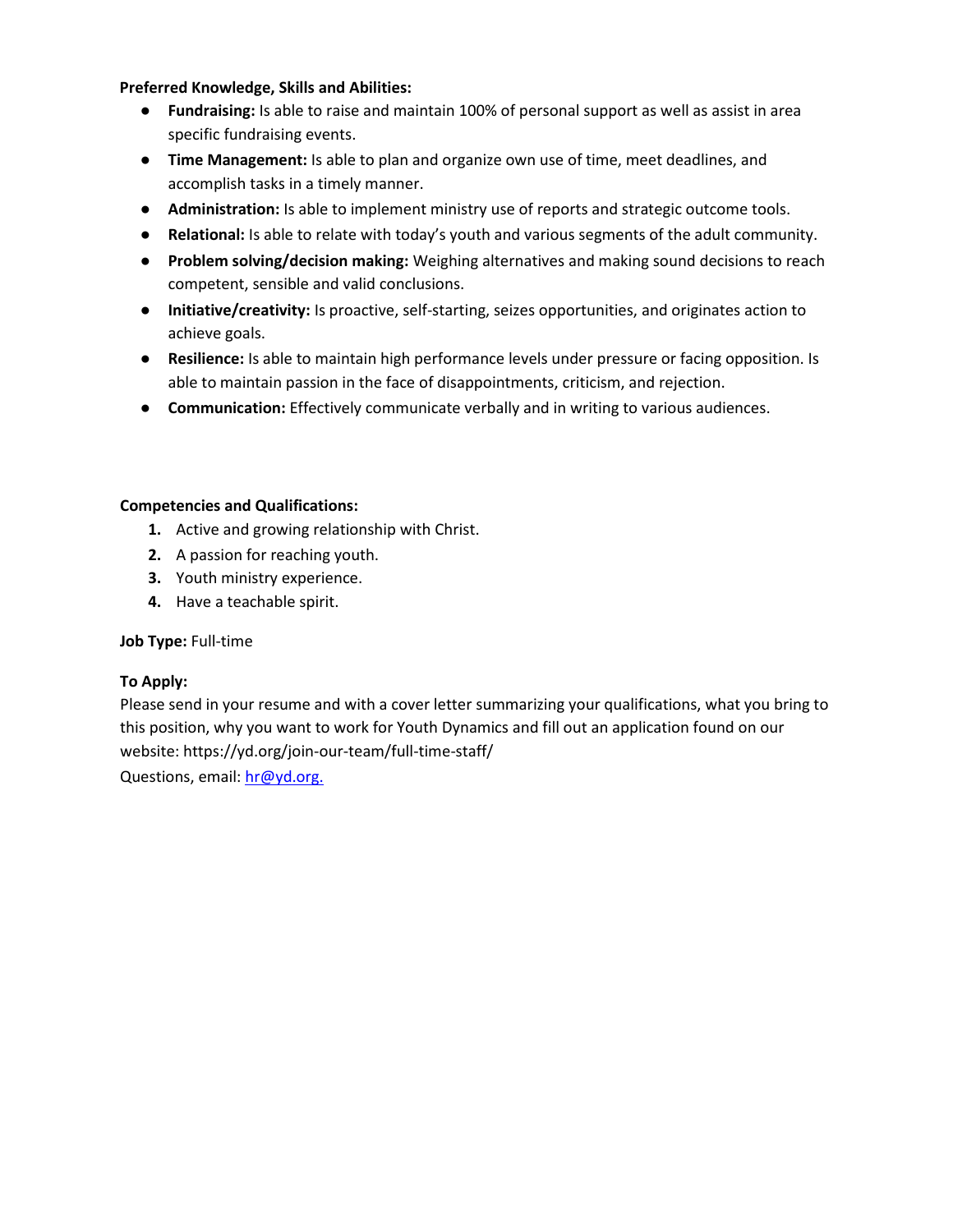**Preferred Knowledge, Skills and Abilities:**

- **Fundraising:** Is able to raise and maintain 100% of personal support as well as assist in area specific fundraising events.
- **Time Management:** Is able to plan and organize own use of time, meet deadlines, and accomplish tasks in a timely manner.
- **Administration:** Is able to implement ministry use of reports and strategic outcome tools.
- **Relational:** Is able to relate with today's youth and various segments of the adult community.
- **Problem solving/decision making:** Weighing alternatives and making sound decisions to reach competent, sensible and valid conclusions.
- **Initiative/creativity:** Is proactive, self-starting, seizes opportunities, and originates action to achieve goals.
- **Resilience:** Is able to maintain high performance levels under pressure or facing opposition. Is able to maintain passion in the face of disappointments, criticism, and rejection.
- **Communication:** Effectively communicate verbally and in writing to various audiences.

**Competencies and Qualifications:**

1. Active and growing relationship with Christ.
2. A passion for reaching youth.
3. Youth ministry experience.
4. Have a teachable spirit.

**Job Type:** Full-time

**To Apply:**
Please send in your resume and with a cover letter summarizing your qualifications, what you bring to this position, why you want to work for Youth Dynamics and fill out an application found on our website: https://yd.org/join-our-team/full-time-staff/
Questions, email: hr@yd.org.